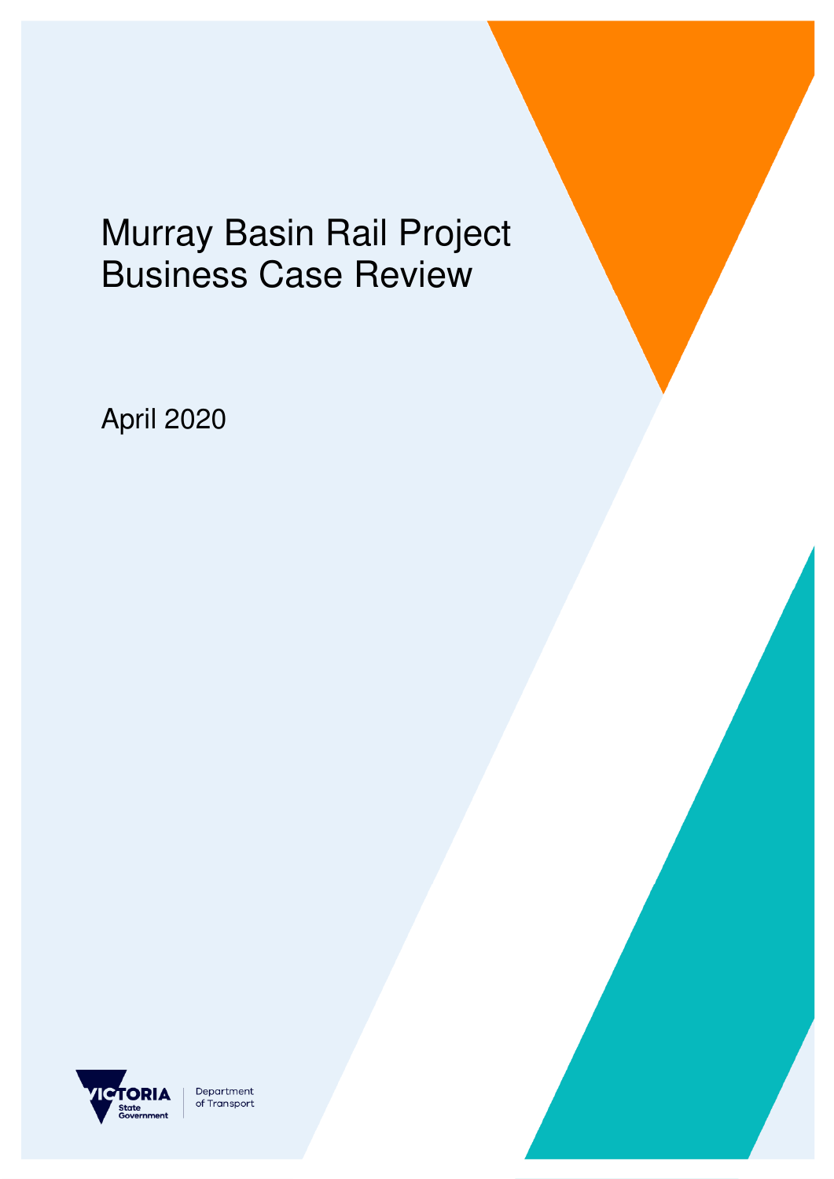# Murray Basin Rail Project Business Case Review

April 2020

VICTORIA State Government | Department of Transport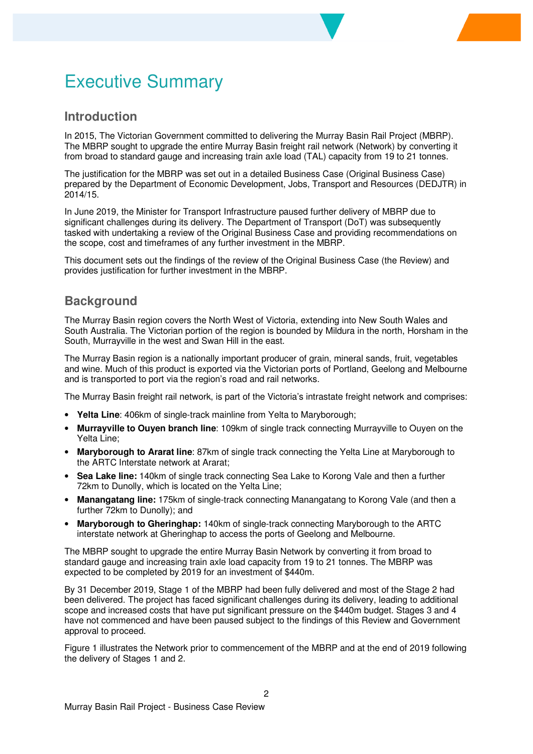# Executive Summary

## Introduction

In 2015, The Victorian Government committed to delivering the Murray Basin Rail Project (MBRP). The MBRP sought to upgrade the entire Murray Basin freight rail network (Network) by converting it from broad to standard gauge and increasing train axle load (TAL) capacity from 19 to 21 tonnes.

The justification for the MBRP was set out in a detailed Business Case (Original Business Case) prepared by the Department of Economic Development, Jobs, Transport and Resources (DEDJTR) in 2014/15.

In June 2019, the Minister for Transport Infrastructure paused further delivery of MBRP due to significant challenges during its delivery. The Department of Transport (DoT) was subsequently tasked with undertaking a review of the Original Business Case and providing recommendations on the scope, cost and timeframes of any further investment in the MBRP.

This document sets out the findings of the review of the Original Business Case (the Review) and provides justification for further investment in the MBRP.

## Background

The Murray Basin region covers the North West of Victoria, extending into New South Wales and South Australia. The Victorian portion of the region is bounded by Mildura in the north, Horsham in the South, Murrayville in the west and Swan Hill in the east.

The Murray Basin region is a nationally important producer of grain, mineral sands, fruit, vegetables and wine. Much of this product is exported via the Victorian ports of Portland, Geelong and Melbourne and is transported to port via the region's road and rail networks.

The Murray Basin freight rail network, is part of the Victoria's intrastate freight network and comprises:

- **Yelta Line**: 406km of single-track mainline from Yelta to Maryborough;
- **Murrayville to Ouyen branch line**: 109km of single track connecting Murrayville to Ouyen on the Yelta Line;
- **Maryborough to Ararat line**: 87km of single track connecting the Yelta Line at Maryborough to the ARTC Interstate network at Ararat;
- **Sea Lake line:** 140km of single track connecting Sea Lake to Korong Vale and then a further 72km to Dunolly, which is located on the Yelta Line;
- **Manangatang line:** 175km of single-track connecting Manangatang to Korong Vale (and then a further 72km to Dunolly); and
- **Maryborough to Gheringhap:** 140km of single-track connecting Maryborough to the ARTC interstate network at Gheringhap to access the ports of Geelong and Melbourne.

The MBRP sought to upgrade the entire Murray Basin Network by converting it from broad to standard gauge and increasing train axle load capacity from 19 to 21 tonnes. The MBRP was expected to be completed by 2019 for an investment of $440m.

By 31 December 2019, Stage 1 of the MBRP had been fully delivered and most of the Stage 2 had been delivered. The project has faced significant challenges during its delivery, leading to additional scope and increased costs that have put significant pressure on the $440m budget. Stages 3 and 4 have not commenced and have been paused subject to the findings of this Review and Government approval to proceed.

Figure 1 illustrates the Network prior to commencement of the MBRP and at the end of 2019 following the delivery of Stages 1 and 2.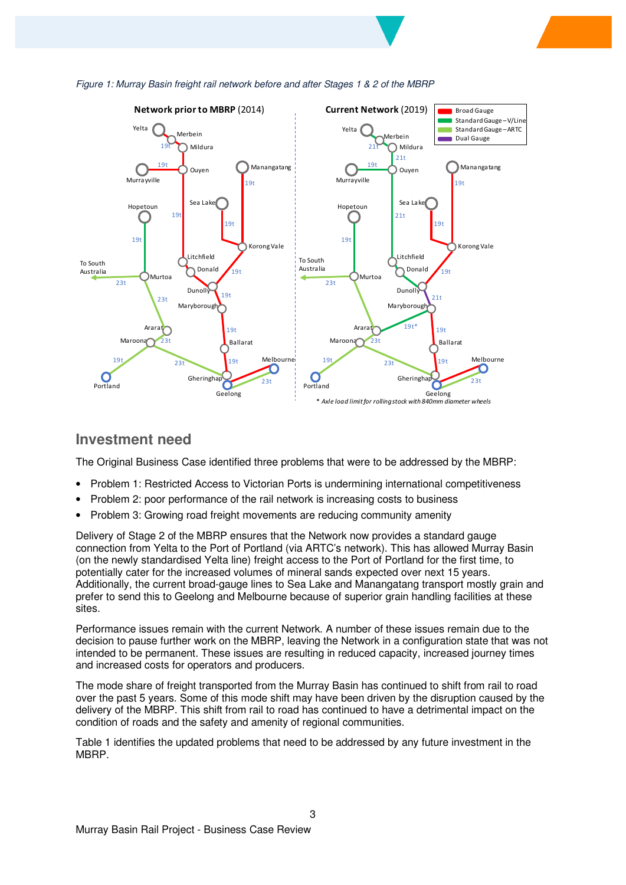*Figure 1: Murray Basin freight rail network before and after Stages 1 & 2 of the MBRP*

## Investment need

The Original Business Case identified three problems that were to be addressed by the MBRP:

- Problem 1: Restricted Access to Victorian Ports is undermining international competitiveness
- Problem 2: poor performance of the rail network is increasing costs to business
- Problem 3: Growing road freight movements are reducing community amenity

Delivery of Stage 2 of the MBRP ensures that the Network now provides a standard gauge connection from Yelta to the Port of Portland (via ARTC's network). This has allowed Murray Basin (on the newly standardised Yelta line) freight access to the Port of Portland for the first time, to potentially cater for the increased volumes of mineral sands expected over next 15 years. Additionally, the current broad-gauge lines to Sea Lake and Manangatang transport mostly grain and prefer to send this to Geelong and Melbourne because of superior grain handling facilities at these sites.

Performance issues remain with the current Network. A number of these issues remain due to the decision to pause further work on the MBRP, leaving the Network in a configuration state that was not intended to be permanent. These issues are resulting in reduced capacity, increased journey times and increased costs for operators and producers.

The mode share of freight transported from the Murray Basin has continued to shift from rail to road over the past 5 years. Some of this mode shift may have been driven by the disruption caused by the delivery of the MBRP. This shift from rail to road has continued to have a detrimental impact on the condition of roads and the safety and amenity of regional communities.

Table 1 identifies the updated problems that need to be addressed by any future investment in the MBRP.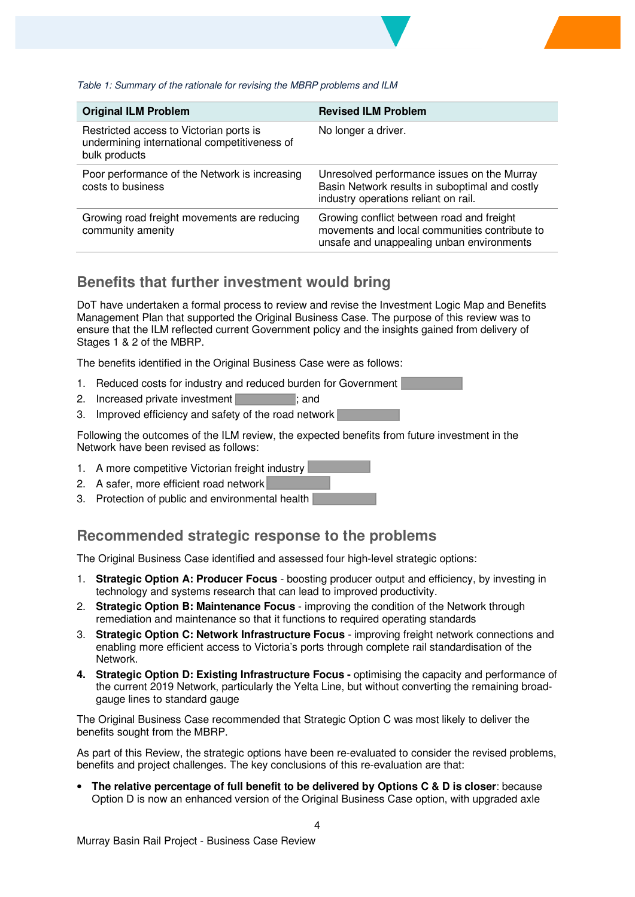*Table 1: Summary of the rationale for revising the MBRP problems and ILM*

| Original ILM Problem | Revised ILM Problem |
|---|---|
| Restricted access to Victorian ports is undermining international competitiveness of bulk products | No longer a driver. |
| Poor performance of the Network is increasing costs to business | Unresolved performance issues on the Murray Basin Network results in suboptimal and costly industry operations reliant on rail. |
| Growing road freight movements are reducing community amenity | Growing conflict between road and freight movements and local communities contribute to unsafe and unappealing unban environments |

## Benefits that further investment would bring

DoT have undertaken a formal process to review and revise the Investment Logic Map and Benefits Management Plan that supported the Original Business Case. The purpose of this review was to ensure that the ILM reflected current Government policy and the insights gained from delivery of Stages 1 & 2 of the MBRP.

The benefits identified in the Original Business Case were as follows:

1. Reduced costs for industry and reduced burden for Government
2. Increased private investment ; and
3. Improved efficiency and safety of the road network

Following the outcomes of the ILM review, the expected benefits from future investment in the Network have been revised as follows:

1. A more competitive Victorian freight industry
2. A safer, more efficient road network
3. Protection of public and environmental health

## Recommended strategic response to the problems

The Original Business Case identified and assessed four high-level strategic options:

1. **Strategic Option A: Producer Focus** - boosting producer output and efficiency, by investing in technology and systems research that can lead to improved productivity.
2. **Strategic Option B: Maintenance Focus** - improving the condition of the Network through remediation and maintenance so that it functions to required operating standards
3. **Strategic Option C: Network Infrastructure Focus** - improving freight network connections and enabling more efficient access to Victoria's ports through complete rail standardisation of the Network.
4. **Strategic Option D: Existing Infrastructure Focus -** optimising the capacity and performance of the current 2019 Network, particularly the Yelta Line, but without converting the remaining broad-gauge lines to standard gauge

The Original Business Case recommended that Strategic Option C was most likely to deliver the benefits sought from the MBRP.

As part of this Review, the strategic options have been re-evaluated to consider the revised problems, benefits and project challenges. The key conclusions of this re-evaluation are that:

- **The relative percentage of full benefit to be delivered by Options C & D is closer**: because Option D is now an enhanced version of the Original Business Case option, with upgraded axle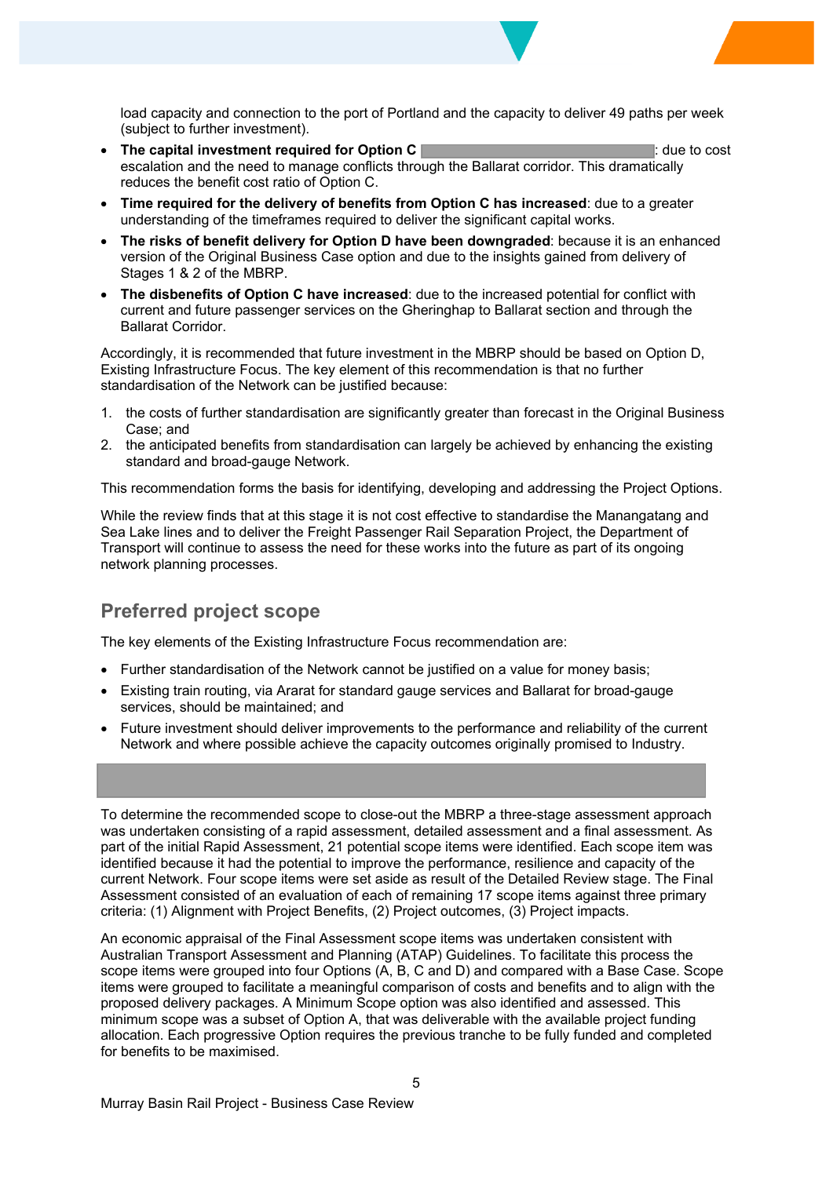load capacity and connection to the port of Portland and the capacity to deliver 49 paths per week (subject to further investment).

- **The capital investment required for Option C** : due to cost escalation and the need to manage conflicts through the Ballarat corridor. This dramatically reduces the benefit cost ratio of Option C.
- **Time required for the delivery of benefits from Option C has increased**: due to a greater understanding of the timeframes required to deliver the significant capital works.
- **The risks of benefit delivery for Option D have been downgraded**: because it is an enhanced version of the Original Business Case option and due to the insights gained from delivery of Stages 1 & 2 of the MBRP.
- **The disbenefits of Option C have increased**: due to the increased potential for conflict with current and future passenger services on the Gheringhap to Ballarat section and through the Ballarat Corridor.

Accordingly, it is recommended that future investment in the MBRP should be based on Option D, Existing Infrastructure Focus. The key element of this recommendation is that no further standardisation of the Network can be justified because:

1. the costs of further standardisation are significantly greater than forecast in the Original Business Case; and
2. the anticipated benefits from standardisation can largely be achieved by enhancing the existing standard and broad-gauge Network.

This recommendation forms the basis for identifying, developing and addressing the Project Options.

While the review finds that at this stage it is not cost effective to standardise the Manangatang and Sea Lake lines and to deliver the Freight Passenger Rail Separation Project, the Department of Transport will continue to assess the need for these works into the future as part of its ongoing network planning processes.

## Preferred project scope

The key elements of the Existing Infrastructure Focus recommendation are:

- Further standardisation of the Network cannot be justified on a value for money basis;
- Existing train routing, via Ararat for standard gauge services and Ballarat for broad-gauge services, should be maintained; and
- Future investment should deliver improvements to the performance and reliability of the current Network and where possible achieve the capacity outcomes originally promised to Industry.

To determine the recommended scope to close-out the MBRP a three-stage assessment approach was undertaken consisting of a rapid assessment, detailed assessment and a final assessment. As part of the initial Rapid Assessment, 21 potential scope items were identified. Each scope item was identified because it had the potential to improve the performance, resilience and capacity of the current Network. Four scope items were set aside as result of the Detailed Review stage. The Final Assessment consisted of an evaluation of each of remaining 17 scope items against three primary criteria: (1) Alignment with Project Benefits, (2) Project outcomes, (3) Project impacts.

An economic appraisal of the Final Assessment scope items was undertaken consistent with Australian Transport Assessment and Planning (ATAP) Guidelines. To facilitate this process the scope items were grouped into four Options (A, B, C and D) and compared with a Base Case. Scope items were grouped to facilitate a meaningful comparison of costs and benefits and to align with the proposed delivery packages. A Minimum Scope option was also identified and assessed. This minimum scope was a subset of Option A, that was deliverable with the available project funding allocation. Each progressive Option requires the previous tranche to be fully funded and completed for benefits to be maximised.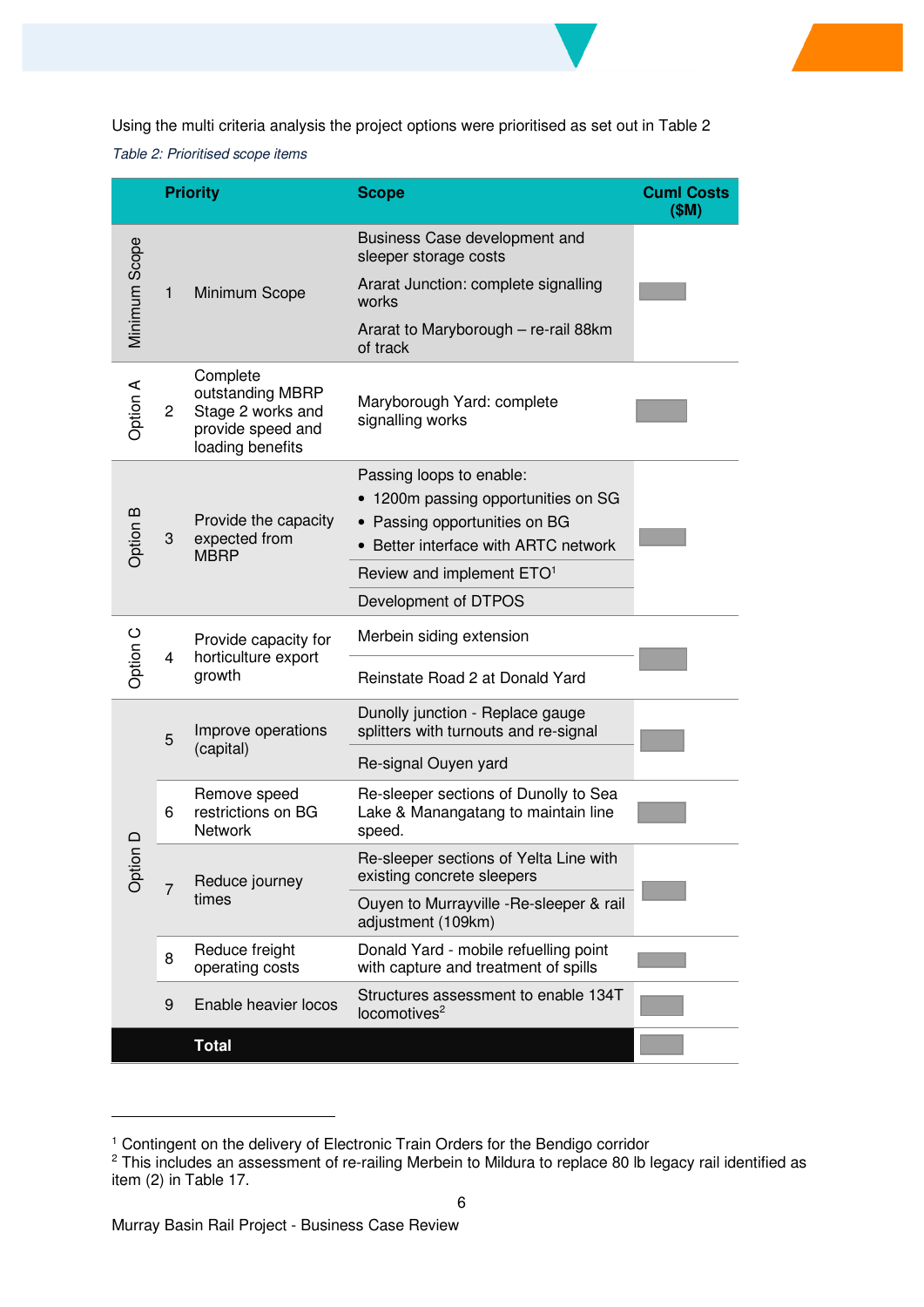Using the multi criteria analysis the project options were prioritised as set out in Table 2

*Table 2: Prioritised scope items*

| | Priority | | Scope | Cuml Costs ($M) |
|---|---|---|---|---|
| Minimum Scope | 1 | Minimum Scope | Business Case development and sleeper storage costs | |
| | | | Ararat Junction: complete signalling works | |
| | | | Ararat to Maryborough – re-rail 88km of track | |
| Option A | 2 | Complete outstanding MBRP Stage 2 works and provide speed and loading benefits | Maryborough Yard: complete signalling works | |
| Option B | 3 | Provide the capacity expected from MBRP | Passing loops to enable: • 1200m passing opportunities on SG • Passing opportunities on BG • Better interface with ARTC network | |
| | | | Review and implement ETO[1] | |
| | | | Development of DTPOS | |
| Option C | 4 | Provide capacity for horticulture export growth | Merbein siding extension | |
| | | | Reinstate Road 2 at Donald Yard | |
| Option D | 5 | Improve operations (capital) | Dunolly junction - Replace gauge splitters with turnouts and re-signal | |
| | | | Re-signal Ouyen yard | |
| | 6 | Remove speed restrictions on BG Network | Re-sleeper sections of Dunolly to Sea Lake & Manangatang to maintain line speed. | |
| | 7 | Reduce journey times | Re-sleeper sections of Yelta Line with existing concrete sleepers | |
| | | | Ouyen to Murrayville -Re-sleeper & rail adjustment (109km) | |
| | 8 | Reduce freight operating costs | Donald Yard - mobile refuelling point with capture and treatment of spills | |
| | 9 | Enable heavier locos | Structures assessment to enable 134T locomotives[2] | |
| | | **Total** | | |

[1] Contingent on the delivery of Electronic Train Orders for the Bendigo corridor
[2] This includes an assessment of re-railing Merbein to Mildura to replace 80 lb legacy rail identified as item (2) in Table 17.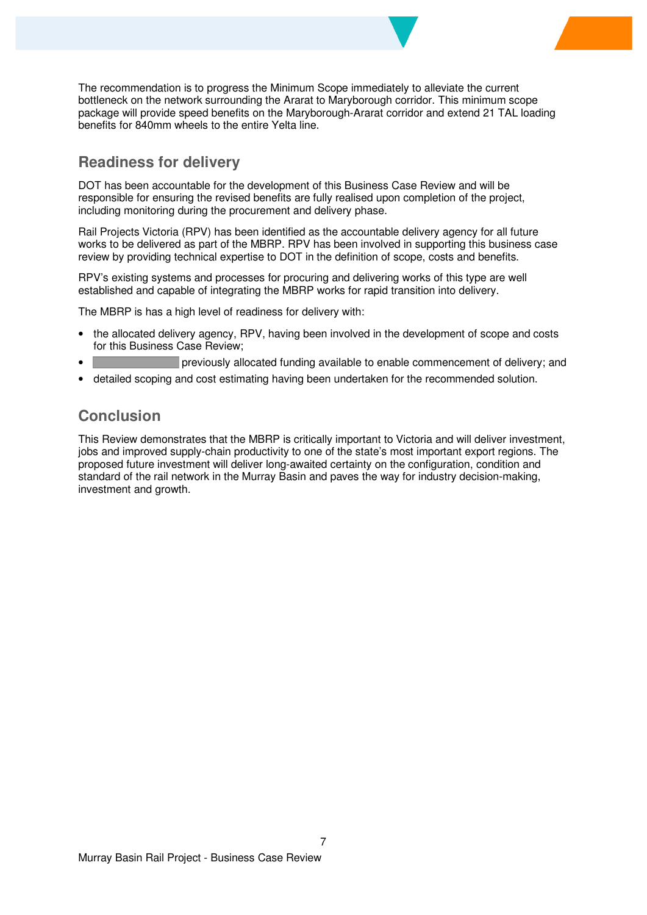The recommendation is to progress the Minimum Scope immediately to alleviate the current bottleneck on the network surrounding the Ararat to Maryborough corridor. This minimum scope package will provide speed benefits on the Maryborough-Ararat corridor and extend 21 TAL loading benefits for 840mm wheels to the entire Yelta line.

## Readiness for delivery

DOT has been accountable for the development of this Business Case Review and will be responsible for ensuring the revised benefits are fully realised upon completion of the project, including monitoring during the procurement and delivery phase.

Rail Projects Victoria (RPV) has been identified as the accountable delivery agency for all future works to be delivered as part of the MBRP. RPV has been involved in supporting this business case review by providing technical expertise to DOT in the definition of scope, costs and benefits.

RPV's existing systems and processes for procuring and delivering works of this type are well established and capable of integrating the MBRP works for rapid transition into delivery.

The MBRP is has a high level of readiness for delivery with:

- the allocated delivery agency, RPV, having been involved in the development of scope and costs for this Business Case Review;
- [redacted] previously allocated funding available to enable commencement of delivery; and
- detailed scoping and cost estimating having been undertaken for the recommended solution.

## Conclusion

This Review demonstrates that the MBRP is critically important to Victoria and will deliver investment, jobs and improved supply-chain productivity to one of the state's most important export regions. The proposed future investment will deliver long-awaited certainty on the configuration, condition and standard of the rail network in the Murray Basin and paves the way for industry decision-making, investment and growth.